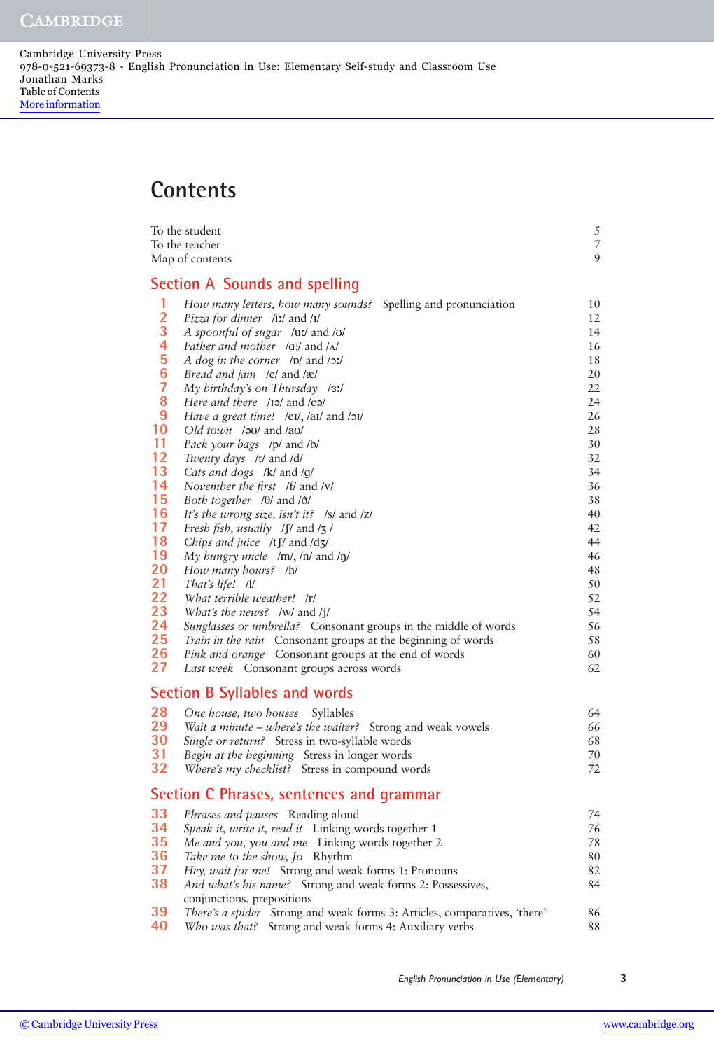Cambridge University Press
978-0-521-69373-8 - English Pronunciation in Use: Elementary Self-study and Classroom Use
Jonathan Marks
Table of Contents
More information

# Contents

| | | |
|---|---|---|
| To the student | | 5 |
| To the teacher | | 7 |
| Map of contents | | 9 |

## Section A Sounds and spelling

| | | |
|---|---|---|
| 1 | *How many letters, how many sounds?* Spelling and pronunciation | 10 |
| 2 | *Pizza for dinner* /iː/ and /ɪ/ | 12 |
| 3 | *A spoonful of sugar* /uː/ and /ʊ/ | 14 |
| 4 | *Father and mother* /ɑː/ and /ʌ/ | 16 |
| 5 | *A dog in the corner* /ɒ/ and /ɔː/ | 18 |
| 6 | *Bread and jam* /e/ and /æ/ | 20 |
| 7 | *My birthday's on Thursday* /ɜː/ | 22 |
| 8 | *Here and there* /ɪə/ and /eə/ | 24 |
| 9 | *Have a great time!* /eɪ/, /aɪ/ and /ɔɪ/ | 26 |
| 10 | *Old town* /əʊ/ and /aʊ/ | 28 |
| 11 | *Pack your bags* /p/ and /b/ | 30 |
| 12 | *Twenty days* /t/ and /d/ | 32 |
| 13 | *Cats and dogs* /k/ and /g/ | 34 |
| 14 | *November the first* /f/ and /v/ | 36 |
| 15 | *Both together* /θ/ and /ð/ | 38 |
| 16 | *It's the wrong size, isn't it?* /s/ and /z/ | 40 |
| 17 | *Fresh fish, usually* /ʃ/ and /ʒ/ | 42 |
| 18 | *Chips and juice* /tʃ/ and /dʒ/ | 44 |
| 19 | *My hungry uncle* /m/, /n/ and /ŋ/ | 46 |
| 20 | *How many hours?* /h/ | 48 |
| 21 | *That's life!* /l/ | 50 |
| 22 | *What terrible weather!* /r/ | 52 |
| 23 | *What's the news?* /w/ and /j/ | 54 |
| 24 | *Sunglasses or umbrella?* Consonant groups in the middle of words | 56 |
| 25 | *Train in the rain* Consonant groups at the beginning of words | 58 |
| 26 | *Pink and orange* Consonant groups at the end of words | 60 |
| 27 | *Last week* Consonant groups across words | 62 |

## Section B Syllables and words

| | | |
|---|---|---|
| 28 | *One house, two houses* Syllables | 64 |
| 29 | *Wait a minute – where's the waiter?* Strong and weak vowels | 66 |
| 30 | *Single or return?* Stress in two-syllable words | 68 |
| 31 | *Begin at the beginning* Stress in longer words | 70 |
| 32 | *Where's my checklist?* Stress in compound words | 72 |

## Section C Phrases, sentences and grammar

| | | |
|---|---|---|
| 33 | *Phrases and pauses* Reading aloud | 74 |
| 34 | *Speak it, write it, read it* Linking words together 1 | 76 |
| 35 | *Me and you, you and me* Linking words together 2 | 78 |
| 36 | *Take me to the show, Jo* Rhythm | 80 |
| 37 | *Hey, wait for me!* Strong and weak forms 1: Pronouns | 82 |
| 38 | *And what's his name?* Strong and weak forms 2: Possessives, conjunctions, prepositions | 84 |
| 39 | *There's a spider* Strong and weak forms 3: Articles, comparatives, 'there' | 86 |
| 40 | *Who was that?* Strong and weak forms 4: Auxiliary verbs | 88 |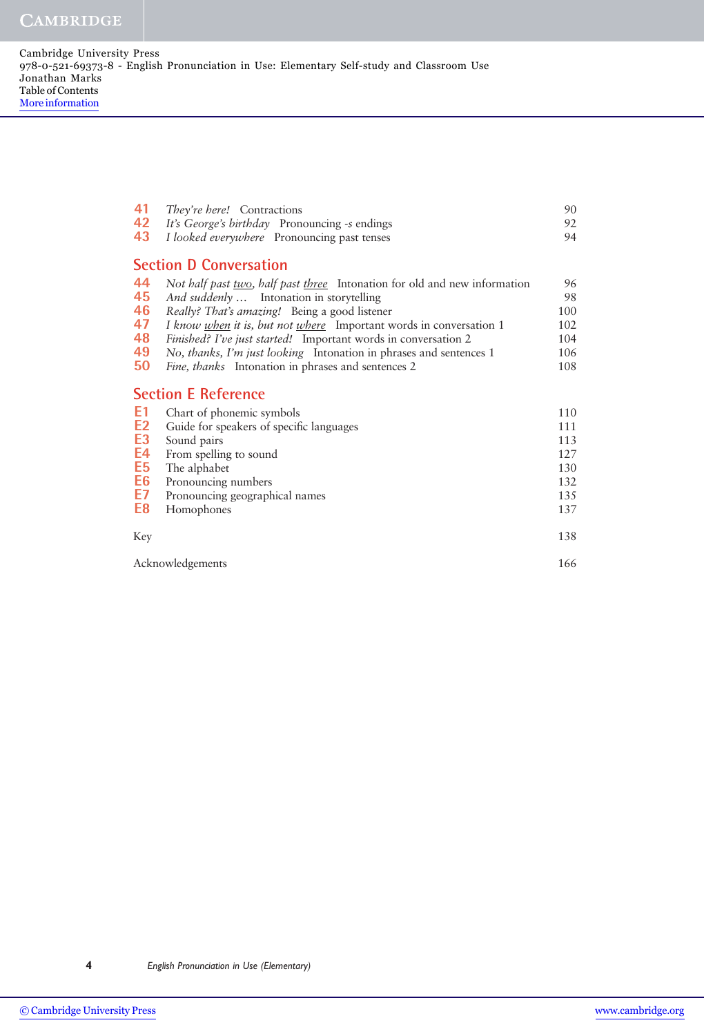| | | |
|---|---|---|
| **41** | *They're here!* Contractions | 90 |
| **42** | *It's George's birthday* Pronouncing *-s* endings | 92 |
| **43** | *I looked everywhere* Pronouncing past tenses | 94 |

## Section D Conversation

| | | |
|---|---|---|
| **44** | *Not half past <u>two</u>, half past <u>three</u>* Intonation for old and new information | 96 |
| **45** | *And suddenly …* Intonation in storytelling | 98 |
| **46** | *Really? That's amazing!* Being a good listener | 100 |
| **47** | *I know <u>when</u> it is, but not <u>where</u>* Important words in conversation 1 | 102 |
| **48** | *Finished? I've just started!* Important words in conversation 2 | 104 |
| **49** | *No, thanks, I'm just looking* Intonation in phrases and sentences 1 | 106 |
| **50** | *Fine, thanks* Intonation in phrases and sentences 2 | 108 |

## Section E Reference

| | | |
|---|---|---|
| **E1** | Chart of phonemic symbols | 110 |
| **E2** | Guide for speakers of specific languages | 111 |
| **E3** | Sound pairs | 113 |
| **E4** | From spelling to sound | 127 |
| **E5** | The alphabet | 130 |
| **E6** | Pronouncing numbers | 132 |
| **E7** | Pronouncing geographical names | 135 |
| **E8** | Homophones | 137 |

Key 138

Acknowledgements 166